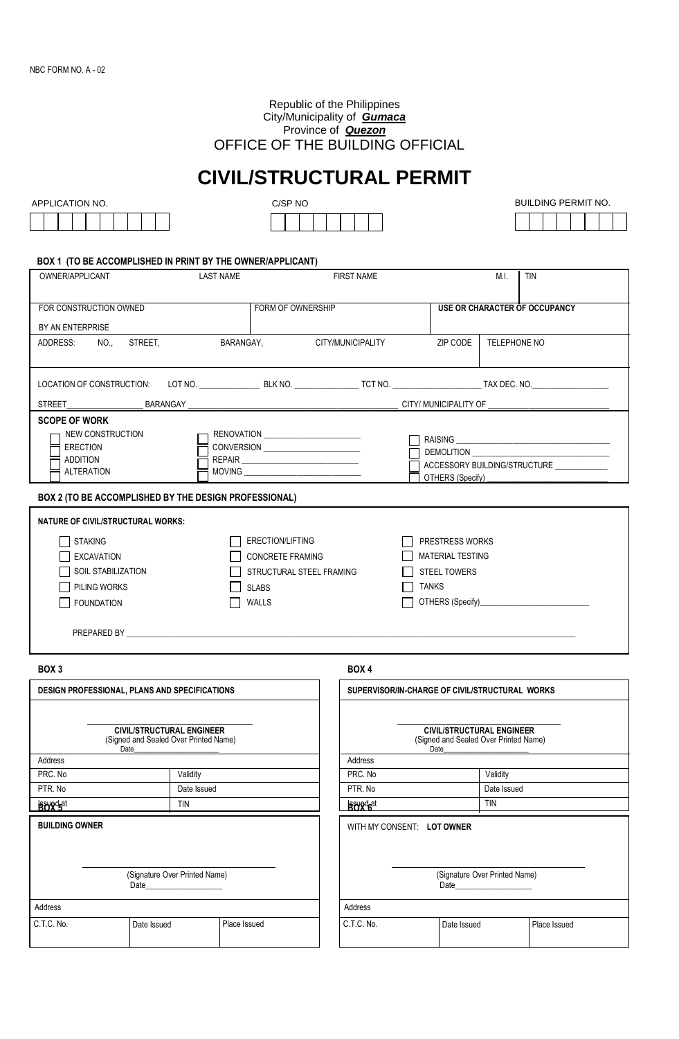NBC FORM NO. A - 02

Republic of the Philippines
City/Municipality of ***Gumaca***
Province of ***Quezon***
OFFICE OF THE BUILDING OFFICIAL

# CIVIL/STRUCTURAL PERMIT

APPLICATION NO. | C/SP NO | BUILDING PERMIT NO.

**BOX 1 (TO BE ACCOMPLISHED IN PRINT BY THE OWNER/APPLICANT)**

| OWNER/APPLICANT | LAST NAME | FIRST NAME | M.I. | TIN |
|---|---|---|---|---|
| FOR CONSTRUCTION OWNED BY AN ENTERPRISE | FORM OF OWNERSHIP | | **USE OR CHARACTER OF OCCUPANCY** | |
| ADDRESS: NO., STREET, BARANGAY, | CITY/MUNICIPALITY | | ZIP CODE | TELEPHONE NO |

LOCATION OF CONSTRUCTION: LOT NO. _______________ BLK NO. _______________ TCT NO. _____________________ TAX DEC. NO.__________________

STREET__________________ BARANGAY ______________________________________________ CITY/ MUNICIPALITY OF ____________________________

**SCOPE OF WORK**

- ☐ NEW CONSTRUCTION
- ☐ ERECTION
- ☐ ADDITION
- ☐ ALTERATION
- ☐ RENOVATION ________________________
- ☐ CONVERSION ________________________
- ☐ REPAIR ____________________________
- ☐ MOVING ____________________________
- ☐ RAISING ___________________________________
- ☐ DEMOLITION ________________________________
- ☐ ACCESSORY BUILDING/STRUCTURE ____________
- ☐ OTHERS (Specify) ____________________________

**BOX 2 (TO BE ACCOMPLISHED BY THE DESIGN PROFESSIONAL)**

**NATURE OF CIVIL/STRUCTURAL WORKS:**

- ☐ STAKING
- ☐ EXCAVATION
- ☐ SOIL STABILIZATION
- ☐ PILING WORKS
- ☐ FOUNDATION
- ☐ ERECTION/LIFTING
- ☐ CONCRETE FRAMING
- ☐ STRUCTURAL STEEL FRAMING
- ☐ SLABS
- ☐ WALLS
- ☐ PRESTRESS WORKS
- ☐ MATERIAL TESTING
- ☐ STEEL TOWERS
- ☐ TANKS
- ☐ OTHERS (Specify)___________________________

PREPARED BY ______________________________________________________________________________________________

**BOX 3**

**DESIGN PROFESSIONAL, PLANS AND SPECIFICATIONS**

_______________________________
**CIVIL/STRUCTURAL ENGINEER**
(Signed and Sealed Over Printed Name)
Date_______________________

| Address | |
|---|---|
| PRC. No | Validity |
| PTR. No | Date Issued |
| Issued at | TIN |

**BOX 4**

**SUPERVISOR/IN-CHARGE OF CIVIL/STRUCTURAL WORKS**

_______________________________
**CIVIL/STRUCTURAL ENGINEER**
(Signed and Sealed Over Printed Name)
Date_______________________

| Address | |
|---|---|
| PRC. No | Validity |
| PTR. No | Date Issued |
| Issued at | TIN |

**BOX 5**

**BUILDING OWNER**

_______________________________
(Signature Over Printed Name)
Date___________________

| Address | | |
|---|---|---|
| C.T.C. No. | Date Issued | Place Issued |

**BOX 6**

WITH MY CONSENT: **LOT OWNER**

_______________________________
(Signature Over Printed Name)
Date___________________

| Address | | |
|---|---|---|
| C.T.C. No. | Date Issued | Place Issued |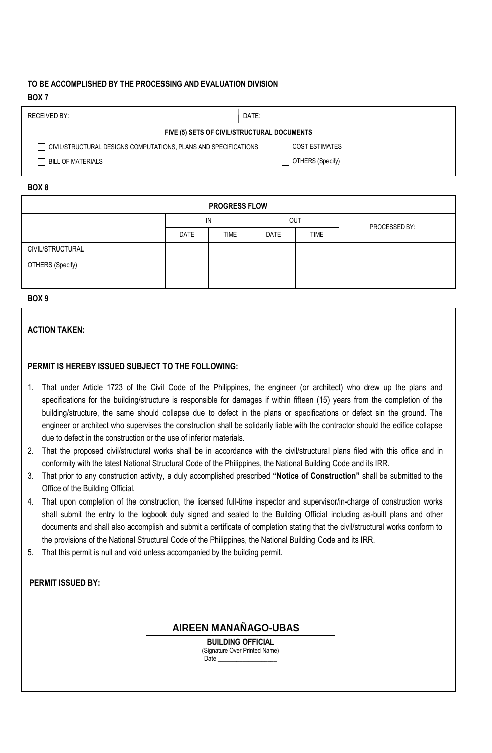**TO BE ACCOMPLISHED BY THE PROCESSING AND EVALUATION DIVISION**

**BOX 7**

| RECEIVED BY: | DATE: |
|---|---|
| **FIVE (5) SETS OF CIVIL/STRUCTURAL DOCUMENTS** | |
| ☐ CIVIL/STRUCTURAL DESIGNS COMPUTATIONS, PLANS AND SPECIFICATIONS | ☐ COST ESTIMATES |
| ☐ BILL OF MATERIALS | ☐ OTHERS (Specify) ____________________ |

**BOX 8**

| PROGRESS FLOW | | | | | |
|---|---|---|---|---|---|
| | IN | | OUT | | PROCESSED BY: |
| | DATE | TIME | DATE | TIME | |
| CIVIL/STRUCTURAL | | | | | |
| OTHERS (Specify) | | | | | |
| | | | | | |

**BOX 9**

**ACTION TAKEN:**

**PERMIT IS HEREBY ISSUED SUBJECT TO THE FOLLOWING:**

1. That under Article 1723 of the Civil Code of the Philippines, the engineer (or architect) who drew up the plans and specifications for the building/structure is responsible for damages if within fifteen (15) years from the completion of the building/structure, the same should collapse due to defect in the plans or specifications or defect sin the ground. The engineer or architect who supervises the construction shall be solidarily liable with the contractor should the edifice collapse due to defect in the construction or the use of inferior materials.
2. That the proposed civil/structural works shall be in accordance with the civil/structural plans filed with this office and in conformity with the latest National Structural Code of the Philippines, the National Building Code and its IRR.
3. That prior to any construction activity, a duly accomplished prescribed **"Notice of Construction"** shall be submitted to the Office of the Building Official.
4. That upon completion of the construction, the licensed full-time inspector and supervisor/in-charge of construction works shall submit the entry to the logbook duly signed and sealed to the Building Official including as-built plans and other documents and shall also accomplish and submit a certificate of completion stating that the civil/structural works conform to the provisions of the National Structural Code of the Philippines, the National Building Code and its IRR.
5. That this permit is null and void unless accompanied by the building permit.

**PERMIT ISSUED BY:**

**AIREEN MANAÑAGO-UBAS**

**BUILDING OFFICIAL**

(Signature Over Printed Name)

Date ____________________